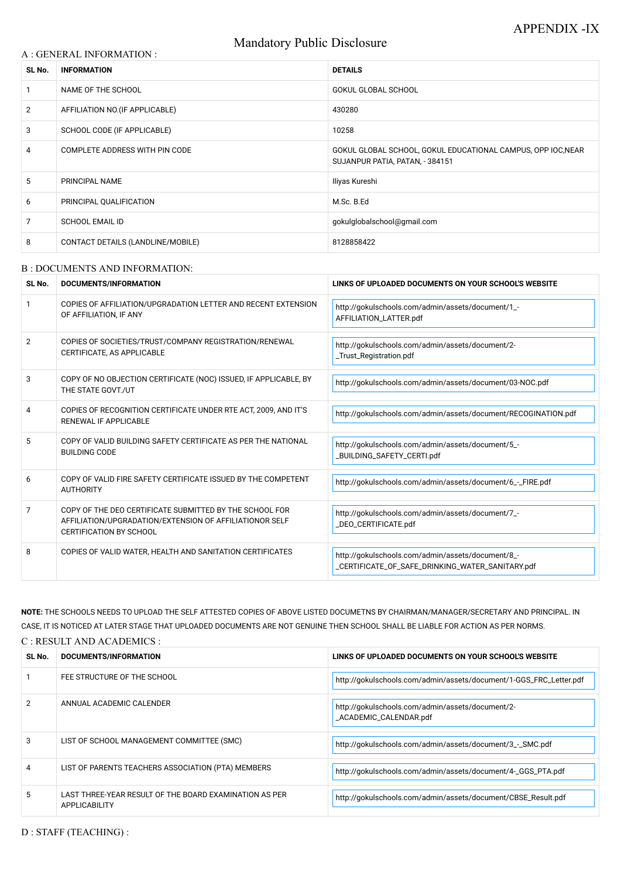APPENDIX -IX

# Mandatory Public Disclosure

## A : GENERAL INFORMATION :

| SL No. | INFORMATION | DETAILS |
|---|---|---|
| 1 | NAME OF THE SCHOOL | GOKUL GLOBAL SCHOOL |
| 2 | AFFILIATION NO.(IF APPLICABLE) | 430280 |
| 3 | SCHOOL CODE (IF APPLICABLE) | 10258 |
| 4 | COMPLETE ADDRESS WITH PIN CODE | GOKUL GLOBAL SCHOOL, GOKUL EDUCATIONAL CAMPUS, OPP IOC,NEAR SUJANPUR PATIA, PATAN, - 384151 |
| 5 | PRINCIPAL NAME | Iliyas Kureshi |
| 6 | PRINCIPAL QUALIFICATION | M.Sc. B.Ed |
| 7 | SCHOOL EMAIL ID | gokulglobalschool@gmail.com |
| 8 | CONTACT DETAILS (LANDLINE/MOBILE) | 8128858422 |

## B : DOCUMENTS AND INFORMATION:

| SL No. | DOCUMENTS/INFORMATION | LINKS OF UPLOADED DOCUMENTS ON YOUR SCHOOL'S WEBSITE |
|---|---|---|
| 1 | COPIES OF AFFILIATION/UPGRADATION LETTER AND RECENT EXTENSION OF AFFILIATION, IF ANY | http://gokulschools.com/admin/assets/document/1_-AFFILIATION_LATTER.pdf |
| 2 | COPIES OF SOCIETIES/TRUST/COMPANY REGISTRATION/RENEWAL CERTIFICATE, AS APPLICABLE | http://gokulschools.com/admin/assets/document/2-_Trust_Registration.pdf |
| 3 | COPY OF NO OBJECTION CERTIFICATE (NOC) ISSUED, IF APPLICABLE, BY THE STATE GOVT./UT | http://gokulschools.com/admin/assets/document/03-NOC.pdf |
| 4 | COPIES OF RECOGNITION CERTIFICATE UNDER RTE ACT, 2009, AND IT'S RENEWAL IF APPLICABLE | http://gokulschools.com/admin/assets/document/RECOGINATION.pdf |
| 5 | COPY OF VALID BUILDING SAFETY CERTIFICATE AS PER THE NATIONAL BUILDING CODE | http://gokulschools.com/admin/assets/document/5_-_BUILDING_SAFETY_CERTI.pdf |
| 6 | COPY OF VALID FIRE SAFETY CERTIFICATE ISSUED BY THE COMPETENT AUTHORITY | http://gokulschools.com/admin/assets/document/6_-_FIRE.pdf |
| 7 | COPY OF THE DEO CERTIFICATE SUBMITTED BY THE SCHOOL FOR AFFILIATION/UPGRADATION/EXTENSION OF AFFILIATIONOR SELF CERTIFICATION BY SCHOOL | http://gokulschools.com/admin/assets/document/7_-_DEO_CERTIFICATE.pdf |
| 8 | COPIES OF VALID WATER, HEALTH AND SANITATION CERTIFICATES | http://gokulschools.com/admin/assets/document/8_-_CERTIFICATE_OF_SAFE_DRINKING_WATER_SANITARY.pdf |

**NOTE:** THE SCHOOLS NEEDS TO UPLOAD THE SELF ATTESTED COPIES OF ABOVE LISTED DOCUMETNS BY CHAIRMAN/MANAGER/SECRETARY AND PRINCIPAL. IN CASE, IT IS NOTICED AT LATER STAGE THAT UPLOADED DOCUMENTS ARE NOT GENUINE THEN SCHOOL SHALL BE LIABLE FOR ACTION AS PER NORMS.

## C : RESULT AND ACADEMICS :

| SL No. | DOCUMENTS/INFORMATION | LINKS OF UPLOADED DOCUMENTS ON YOUR SCHOOL'S WEBSITE |
|---|---|---|
| 1 | FEE STRUCTURE OF THE SCHOOL | http://gokulschools.com/admin/assets/document/1-GGS_FRC_Letter.pdf |
| 2 | ANNUAL ACADEMIC CALENDER | http://gokulschools.com/admin/assets/document/2-_ACADEMIC_CALENDAR.pdf |
| 3 | LIST OF SCHOOL MANAGEMENT COMMITTEE (SMC) | http://gokulschools.com/admin/assets/document/3_-_SMC.pdf |
| 4 | LIST OF PARENTS TEACHERS ASSOCIATION (PTA) MEMBERS | http://gokulschools.com/admin/assets/document/4-_GGS_PTA.pdf |
| 5 | LAST THREE-YEAR RESULT OF THE BOARD EXAMINATION AS PER APPLICABILITY | http://gokulschools.com/admin/assets/document/CBSE_Result.pdf |

## D : STAFF (TEACHING) :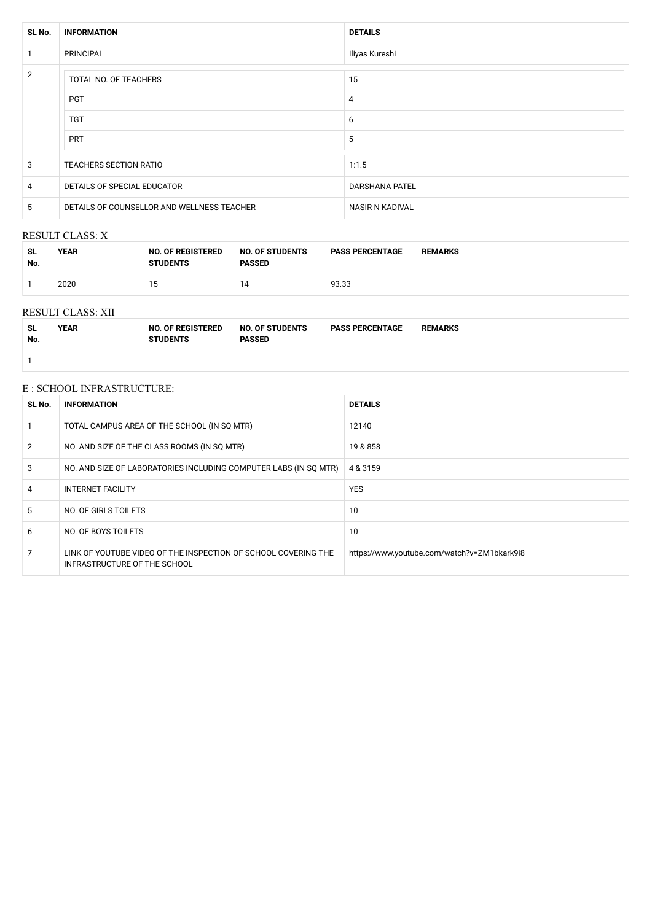| SL No. | INFORMATION | DETAILS |
| --- | --- | --- |
| 1 | PRINCIPAL | Iliyas Kureshi |
| 2 | TOTAL NO. OF TEACHERS | 15 |
| | PGT | 4 |
| | TGT | 6 |
| | PRT | 5 |
| 3 | TEACHERS SECTION RATIO | 1:1.5 |
| 4 | DETAILS OF SPECIAL EDUCATOR | DARSHANA PATEL |
| 5 | DETAILS OF COUNSELLOR AND WELLNESS TEACHER | NASIR N KADIVAL |

RESULT CLASS: X

| SL No. | YEAR | NO. OF REGISTERED STUDENTS | NO. OF STUDENTS PASSED | PASS PERCENTAGE | REMARKS |
| --- | --- | --- | --- | --- | --- |
| 1 | 2020 | 15 | 14 | 93.33 | |

RESULT CLASS: XII

| SL No. | YEAR | NO. OF REGISTERED STUDENTS | NO. OF STUDENTS PASSED | PASS PERCENTAGE | REMARKS |
| --- | --- | --- | --- | --- | --- |
| 1 | | | | | |

E : SCHOOL INFRASTRUCTURE:

| SL No. | INFORMATION | DETAILS |
| --- | --- | --- |
| 1 | TOTAL CAMPUS AREA OF THE SCHOOL (IN SQ MTR) | 12140 |
| 2 | NO. AND SIZE OF THE CLASS ROOMS (IN SQ MTR) | 19 & 858 |
| 3 | NO. AND SIZE OF LABORATORIES INCLUDING COMPUTER LABS (IN SQ MTR) | 4 & 3159 |
| 4 | INTERNET FACILITY | YES |
| 5 | NO. OF GIRLS TOILETS | 10 |
| 6 | NO. OF BOYS TOILETS | 10 |
| 7 | LINK OF YOUTUBE VIDEO OF THE INSPECTION OF SCHOOL COVERING THE INFRASTRUCTURE OF THE SCHOOL | https://www.youtube.com/watch?v=ZM1bkark9i8 |